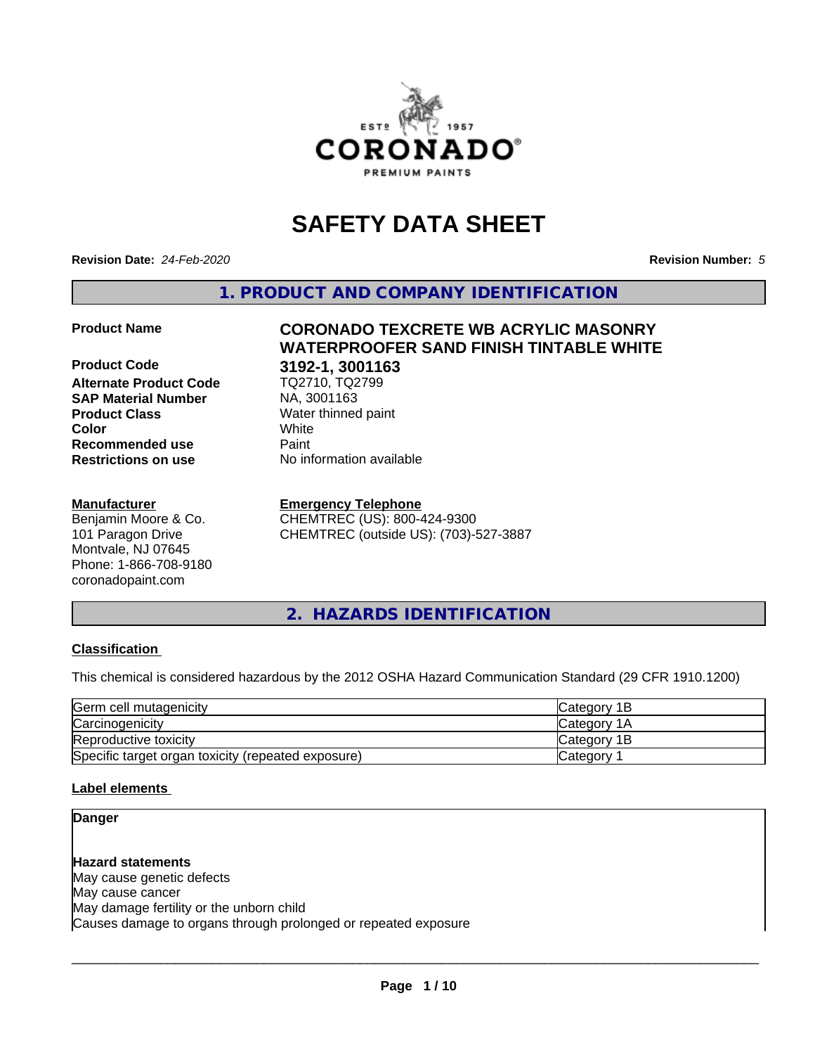# SAFETY DATA SHEET

**Revision Date:** *24-Feb-2020* **Revision Number:** *5*

## 1. PRODUCT AND COMPANY IDENTIFICATION

| | |
|---|---|
| **Product Name** | **CORONADO TEXCRETE WB ACRYLIC MASONRY WATERPROOFER SAND FINISH TINTABLE WHITE** |
| **Product Code** | **3192-1, 3001163** |
| **Alternate Product Code** | TQ2710, TQ2799 |
| **SAP Material Number** | NA, 3001163 |
| **Product Class** | Water thinned paint |
| **Color** | White |
| **Recommended use** | Paint |
| **Restrictions on use** | No information available |

**Manufacturer**
Benjamin Moore & Co.
101 Paragon Drive
Montvale, NJ 07645
Phone: 1-866-708-9180
coronadopaint.com

**Emergency Telephone**
CHEMTREC (US): 800-424-9300
CHEMTREC (outside US): (703)-527-3887

## 2. HAZARDS IDENTIFICATION

### Classification

This chemical is considered hazardous by the 2012 OSHA Hazard Communication Standard (29 CFR 1910.1200)

| | |
|---|---|
| Germ cell mutagenicity | Category 1B |
| Carcinogenicity | Category 1A |
| Reproductive toxicity | Category 1B |
| Specific target organ toxicity (repeated exposure) | Category 1 |

### Label elements

**Danger**

**Hazard statements**
May cause genetic defects
May cause cancer
May damage fertility or the unborn child
Causes damage to organs through prolonged or repeated exposure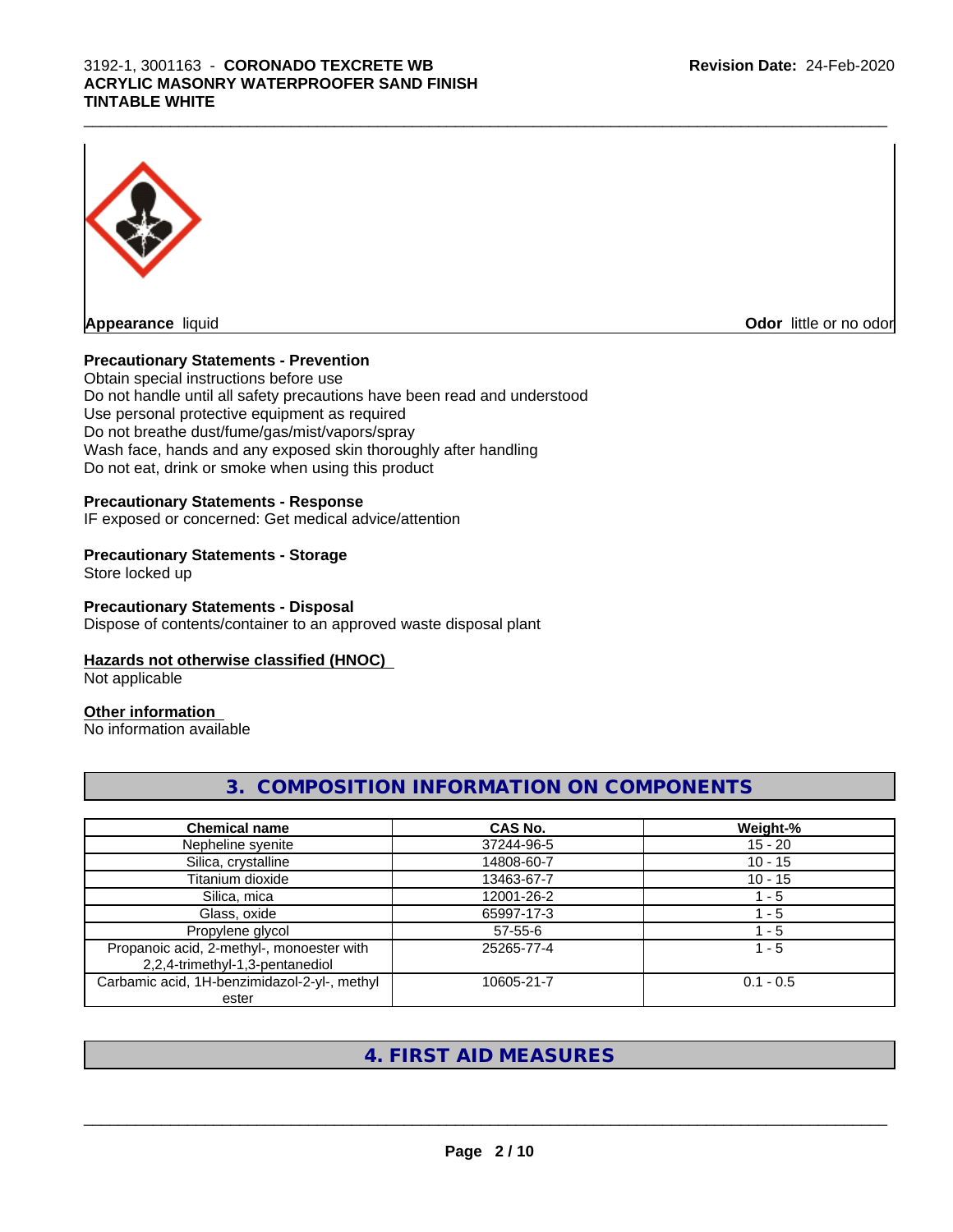**Appearance** liquid

**Odor** little or no odor

**Precautionary Statements - Prevention**

Obtain special instructions before use
Do not handle until all safety precautions have been read and understood
Use personal protective equipment as required
Do not breathe dust/fume/gas/mist/vapors/spray
Wash face, hands and any exposed skin thoroughly after handling
Do not eat, drink or smoke when using this product

**Precautionary Statements - Response**

IF exposed or concerned: Get medical advice/attention

**Precautionary Statements - Storage**

Store locked up

**Precautionary Statements - Disposal**

Dispose of contents/container to an approved waste disposal plant

**Hazards not otherwise classified (HNOC)**

Not applicable

**Other information**

No information available

## 3. COMPOSITION INFORMATION ON COMPONENTS

| Chemical name | CAS No. | Weight-% |
|---|---|---|
| Nepheline syenite | 37244-96-5 | 15 - 20 |
| Silica, crystalline | 14808-60-7 | 10 - 15 |
| Titanium dioxide | 13463-67-7 | 10 - 15 |
| Silica, mica | 12001-26-2 | 1 - 5 |
| Glass, oxide | 65997-17-3 | 1 - 5 |
| Propylene glycol | 57-55-6 | 1 - 5 |
| Propanoic acid, 2-methyl-, monoester with 2,2,4-trimethyl-1,3-pentanediol | 25265-77-4 | 1 - 5 |
| Carbamic acid, 1H-benzimidazol-2-yl-, methyl ester | 10605-21-7 | 0.1 - 0.5 |

## 4. FIRST AID MEASURES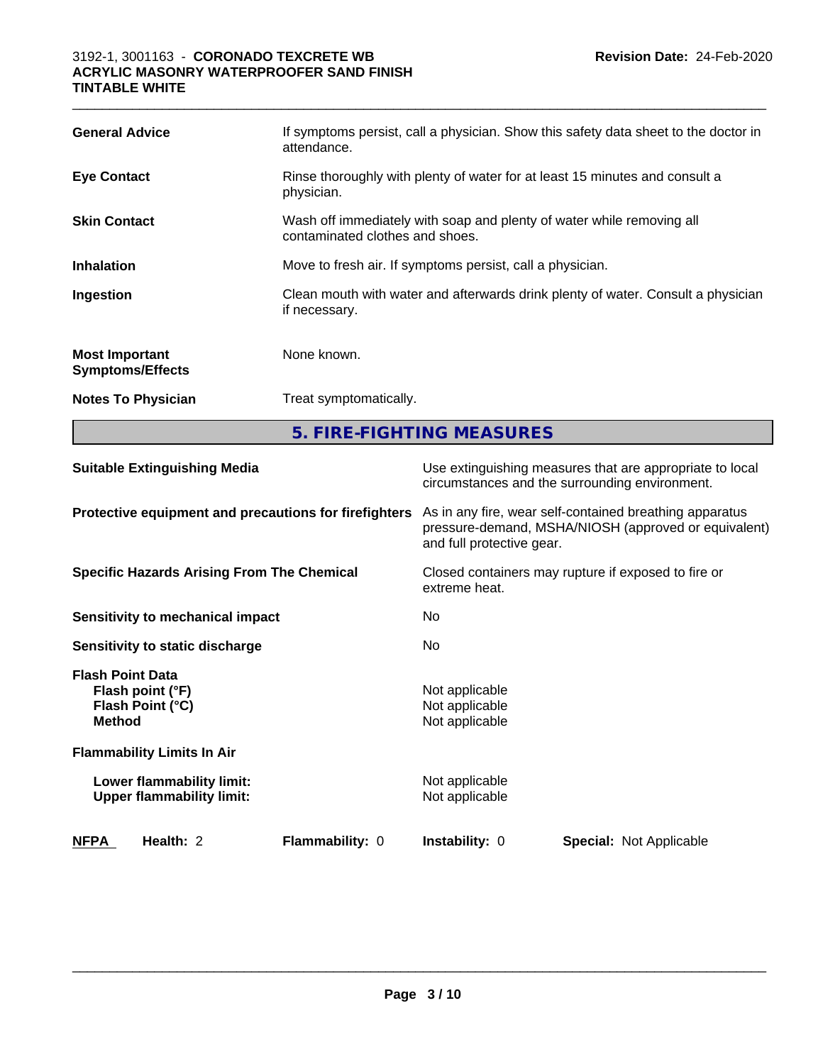| | |
|---|---|
| **General Advice** | If symptoms persist, call a physician. Show this safety data sheet to the doctor in attendance. |
| **Eye Contact** | Rinse thoroughly with plenty of water for at least 15 minutes and consult a physician. |
| **Skin Contact** | Wash off immediately with soap and plenty of water while removing all contaminated clothes and shoes. |
| **Inhalation** | Move to fresh air. If symptoms persist, call a physician. |
| **Ingestion** | Clean mouth with water and afterwards drink plenty of water. Consult a physician if necessary. |
| **Most Important Symptoms/Effects** | None known. |
| **Notes To Physician** | Treat symptomatically. |

## 5. FIRE-FIGHTING MEASURES

| | |
|---|---|
| **Suitable Extinguishing Media** | Use extinguishing measures that are appropriate to local circumstances and the surrounding environment. |
| **Protective equipment and precautions for firefighters** | As in any fire, wear self-contained breathing apparatus pressure-demand, MSHA/NIOSH (approved or equivalent) and full protective gear. |
| **Specific Hazards Arising From The Chemical** | Closed containers may rupture if exposed to fire or extreme heat. |
| **Sensitivity to mechanical impact** | No |
| **Sensitivity to static discharge** | No |

**Flash Point Data**

| | |
|---|---|
| **Flash point (°F)** | Not applicable |
| **Flash Point (°C)** | Not applicable |
| **Method** | Not applicable |

**Flammability Limits In Air**

| | |
|---|---|
| **Lower flammability limit:** | Not applicable |
| **Upper flammability limit:** | Not applicable |

| **NFPA** | **Health:** 2 | **Flammability:** 0 | **Instability:** 0 | **Special:** Not Applicable |
|---|---|---|---|---|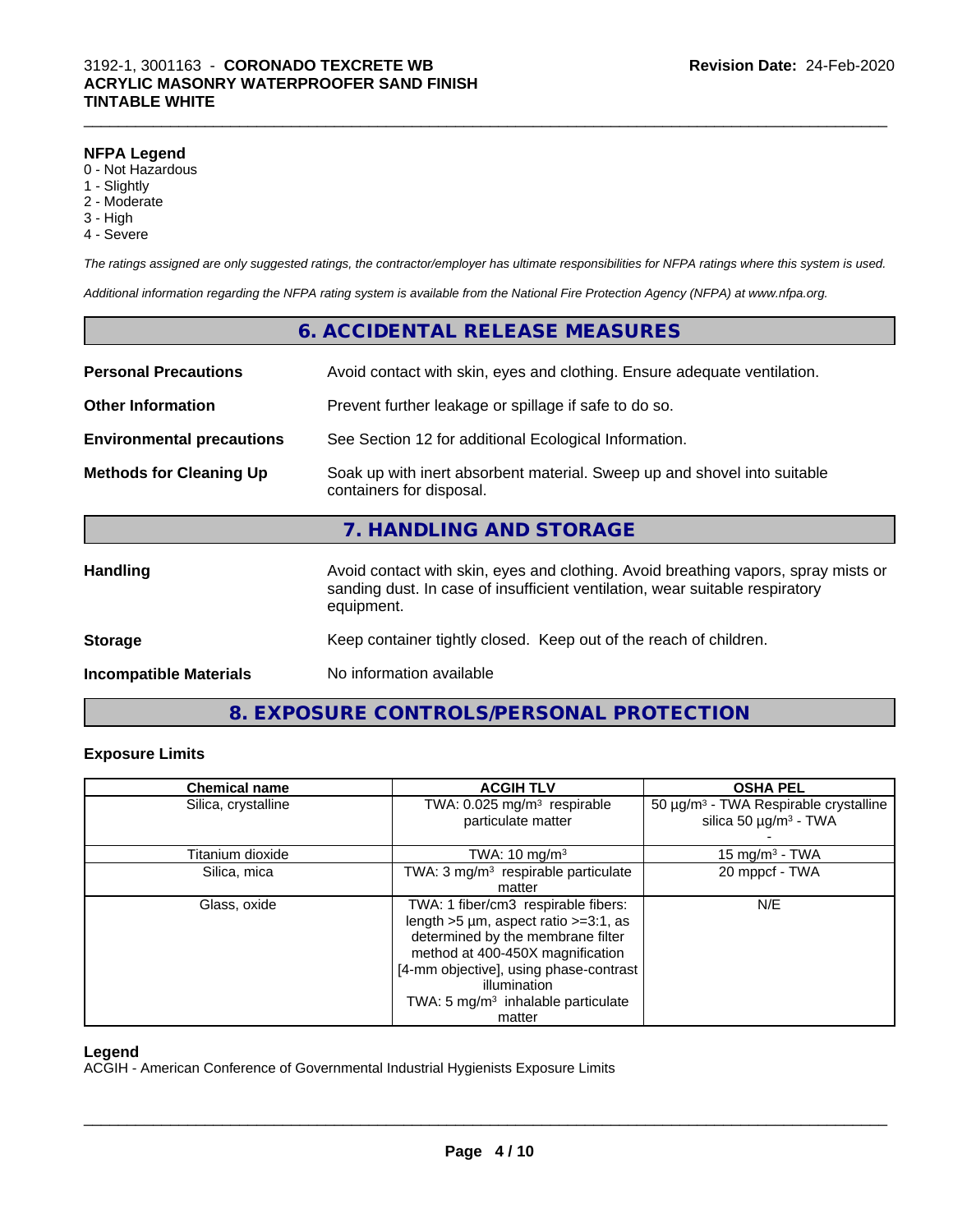**NFPA Legend**
0 - Not Hazardous
1 - Slightly
2 - Moderate
3 - High
4 - Severe

*The ratings assigned are only suggested ratings, the contractor/employer has ultimate responsibilities for NFPA ratings where this system is used.*

*Additional information regarding the NFPA rating system is available from the National Fire Protection Agency (NFPA) at www.nfpa.org.*

## 6. ACCIDENTAL RELEASE MEASURES

**Personal Precautions** Avoid contact with skin, eyes and clothing. Ensure adequate ventilation.

**Other Information** Prevent further leakage or spillage if safe to do so.

**Environmental precautions** See Section 12 for additional Ecological Information.

**Methods for Cleaning Up** Soak up with inert absorbent material. Sweep up and shovel into suitable containers for disposal.

## 7. HANDLING AND STORAGE

**Handling** Avoid contact with skin, eyes and clothing. Avoid breathing vapors, spray mists or sanding dust. In case of insufficient ventilation, wear suitable respiratory equipment.

**Storage** Keep container tightly closed. Keep out of the reach of children.

**Incompatible Materials** No information available

## 8. EXPOSURE CONTROLS/PERSONAL PROTECTION

### Exposure Limits

| Chemical name | ACGIH TLV | OSHA PEL |
|---|---|---|
| Silica, crystalline | TWA: 0.025 mg/m³ respirable particulate matter | 50 µg/m³ - TWA Respirable crystalline silica 50 µg/m³ - TWA - |
| Titanium dioxide | TWA: 10 mg/m³ | 15 mg/m³ - TWA |
| Silica, mica | TWA: 3 mg/m³ respirable particulate matter | 20 mppcf - TWA |
| Glass, oxide | TWA: 1 fiber/cm3 respirable fibers: length >5 µm, aspect ratio >=3:1, as determined by the membrane filter method at 400-450X magnification [4-mm objective], using phase-contrast illumination TWA: 5 mg/m³ inhalable particulate matter | N/E |

**Legend**
ACGIH - American Conference of Governmental Industrial Hygienists Exposure Limits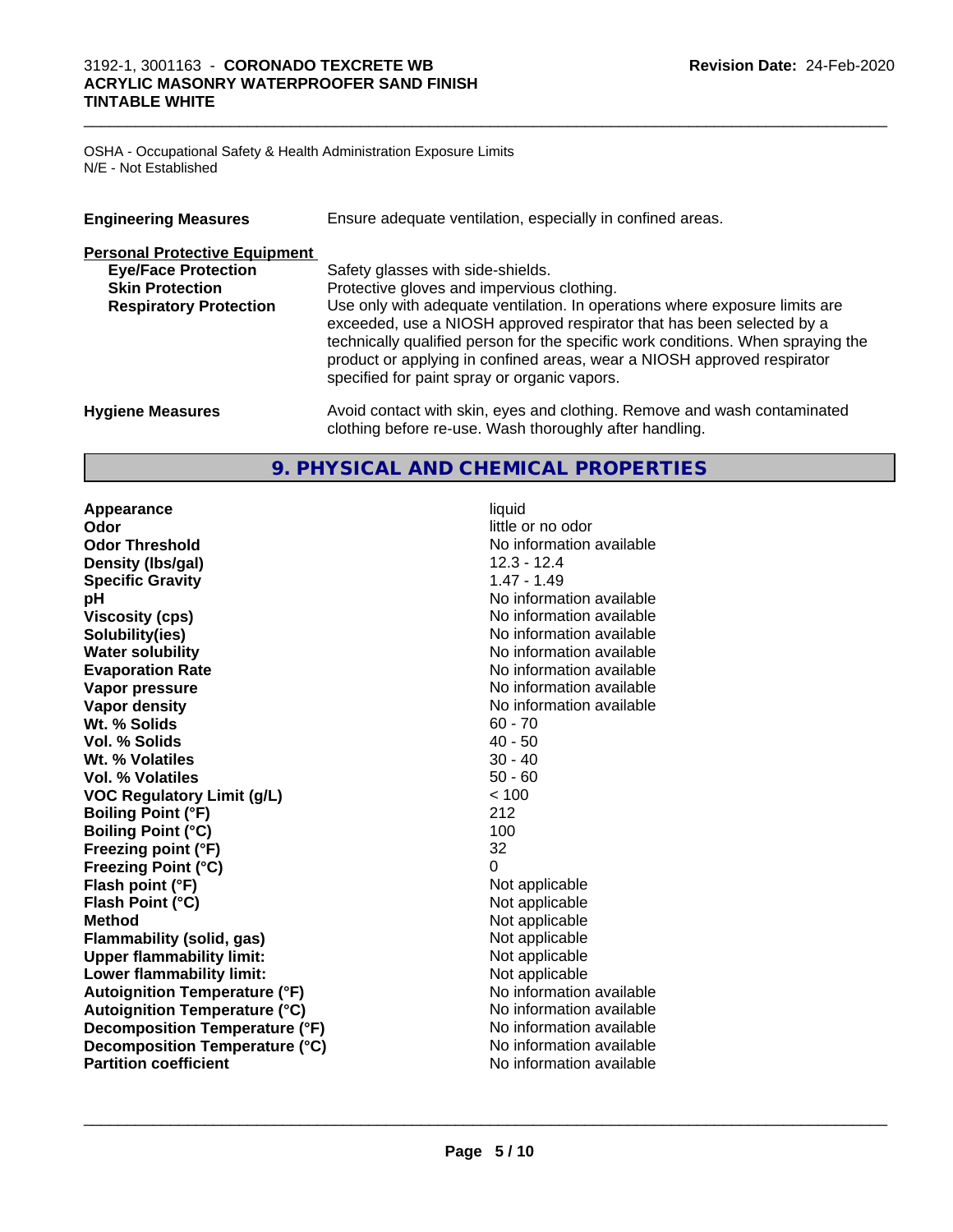OSHA - Occupational Safety & Health Administration Exposure Limits
N/E - Not Established

| | |
|---|---|
| **Engineering Measures** | Ensure adequate ventilation, especially in confined areas. |

**Personal Protective Equipment**

| | |
|---|---|
| **Eye/Face Protection** | Safety glasses with side-shields. |
| **Skin Protection** | Protective gloves and impervious clothing. |
| **Respiratory Protection** | Use only with adequate ventilation. In operations where exposure limits are exceeded, use a NIOSH approved respirator that has been selected by a technically qualified person for the specific work conditions. When spraying the product or applying in confined areas, wear a NIOSH approved respirator specified for paint spray or organic vapors. |

| | |
|---|---|
| **Hygiene Measures** | Avoid contact with skin, eyes and clothing. Remove and wash contaminated clothing before re-use. Wash thoroughly after handling. |

## 9. PHYSICAL AND CHEMICAL PROPERTIES

| | |
|---|---|
| **Appearance** | liquid |
| **Odor** | little or no odor |
| **Odor Threshold** | No information available |
| **Density (lbs/gal)** | 12.3 - 12.4 |
| **Specific Gravity** | 1.47 - 1.49 |
| **pH** | No information available |
| **Viscosity (cps)** | No information available |
| **Solubility(ies)** | No information available |
| **Water solubility** | No information available |
| **Evaporation Rate** | No information available |
| **Vapor pressure** | No information available |
| **Vapor density** | No information available |
| **Wt. % Solids** | 60 - 70 |
| **Vol. % Solids** | 40 - 50 |
| **Wt. % Volatiles** | 30 - 40 |
| **Vol. % Volatiles** | 50 - 60 |
| **VOC Regulatory Limit (g/L)** | < 100 |
| **Boiling Point (°F)** | 212 |
| **Boiling Point (°C)** | 100 |
| **Freezing point (°F)** | 32 |
| **Freezing Point (°C)** | 0 |
| **Flash point (°F)** | Not applicable |
| **Flash Point (°C)** | Not applicable |
| **Method** | Not applicable |
| **Flammability (solid, gas)** | Not applicable |
| **Upper flammability limit:** | Not applicable |
| **Lower flammability limit:** | Not applicable |
| **Autoignition Temperature (°F)** | No information available |
| **Autoignition Temperature (°C)** | No information available |
| **Decomposition Temperature (°F)** | No information available |
| **Decomposition Temperature (°C)** | No information available |
| **Partition coefficient** | No information available |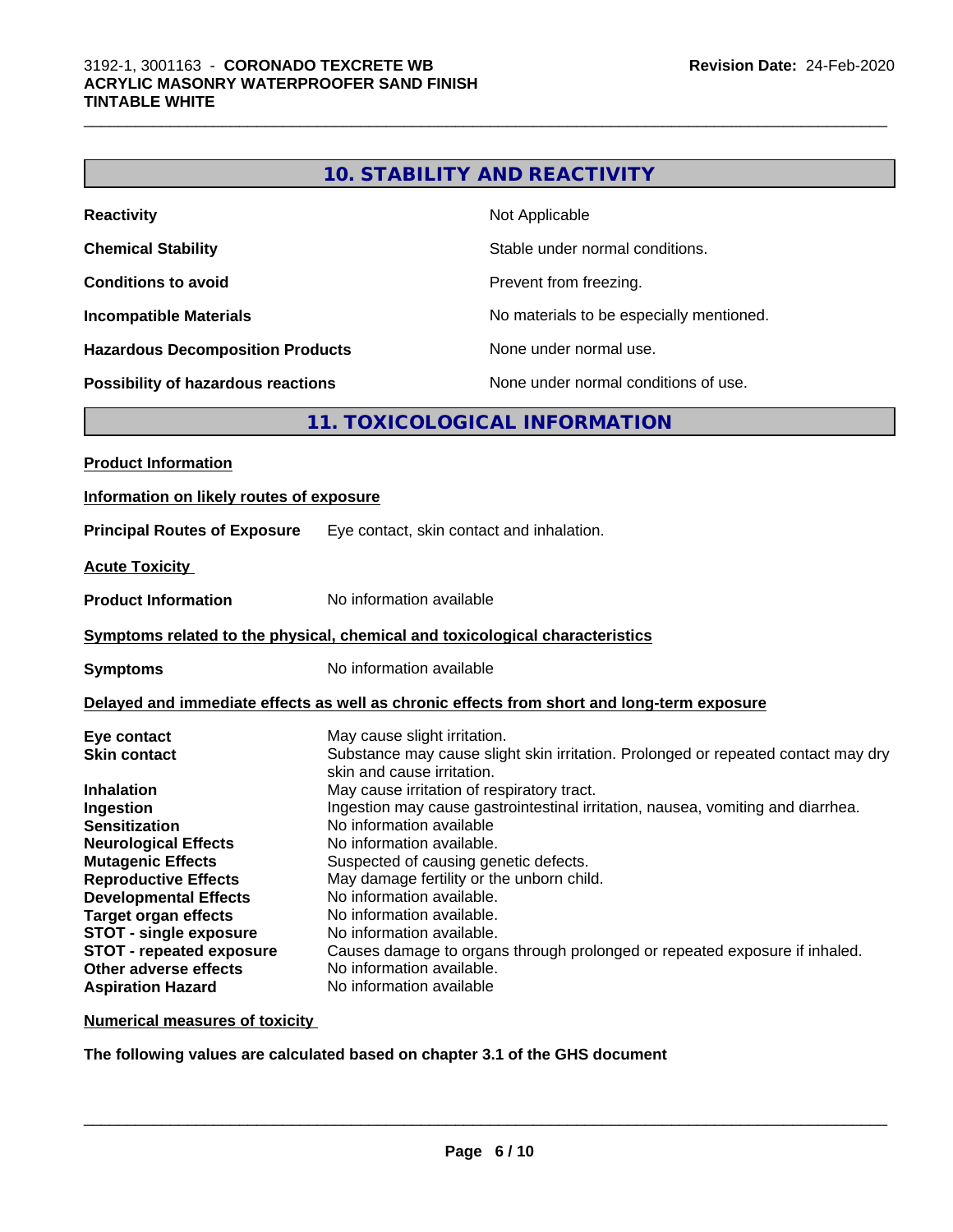## 10. STABILITY AND REACTIVITY

| | |
|---|---|
| **Reactivity** | Not Applicable |
| **Chemical Stability** | Stable under normal conditions. |
| **Conditions to avoid** | Prevent from freezing. |
| **Incompatible Materials** | No materials to be especially mentioned. |
| **Hazardous Decomposition Products** | None under normal use. |
| **Possibility of hazardous reactions** | None under normal conditions of use. |

## 11. TOXICOLOGICAL INFORMATION

**Product Information**

**Information on likely routes of exposure**

**Principal Routes of Exposure** Eye contact, skin contact and inhalation.

**Acute Toxicity**

**Product Information** No information available

**Symptoms related to the physical, chemical and toxicological characteristics**

**Symptoms** No information available

**Delayed and immediate effects as well as chronic effects from short and long-term exposure**

| | |
|---|---|
| **Eye contact** | May cause slight irritation. |
| **Skin contact** | Substance may cause slight skin irritation. Prolonged or repeated contact may dry skin and cause irritation. |
| **Inhalation** | May cause irritation of respiratory tract. |
| **Ingestion** | Ingestion may cause gastrointestinal irritation, nausea, vomiting and diarrhea. |
| **Sensitization** | No information available |
| **Neurological Effects** | No information available. |
| **Mutagenic Effects** | Suspected of causing genetic defects. |
| **Reproductive Effects** | May damage fertility or the unborn child. |
| **Developmental Effects** | No information available. |
| **Target organ effects** | No information available. |
| **STOT - single exposure** | No information available. |
| **STOT - repeated exposure** | Causes damage to organs through prolonged or repeated exposure if inhaled. |
| **Other adverse effects** | No information available. |
| **Aspiration Hazard** | No information available |

**Numerical measures of toxicity**

**The following values are calculated based on chapter 3.1 of the GHS document**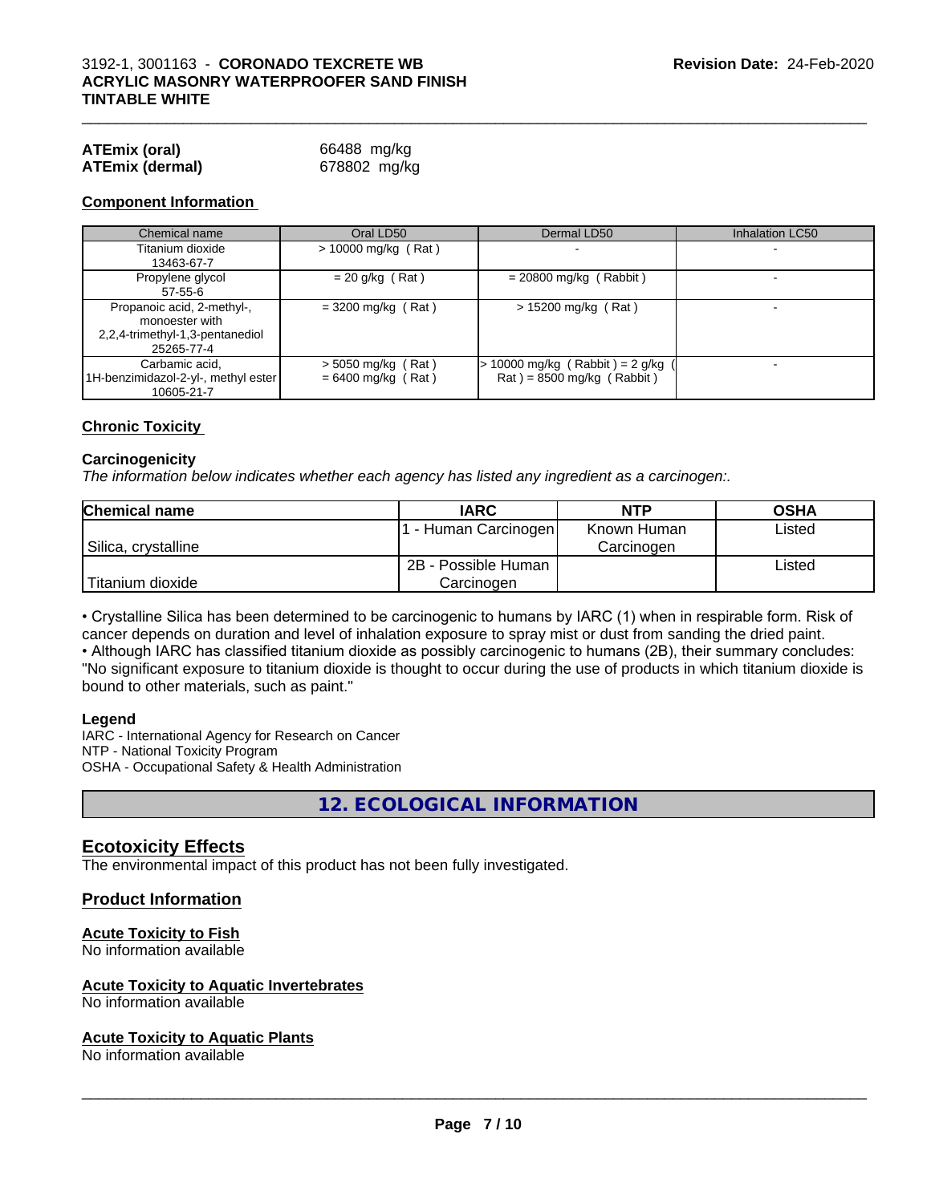| | |
|---|---|
| **ATEmix (oral)** | 66488 mg/kg |
| **ATEmix (dermal)** | 678802 mg/kg |

### Component Information

| Chemical name | Oral LD50 | Dermal LD50 | Inhalation LC50 |
|---|---|---|---|
| Titanium dioxide<br>13463-67-7 | > 10000 mg/kg ( Rat ) | - | - |
| Propylene glycol<br>57-55-6 | = 20 g/kg ( Rat ) | = 20800 mg/kg ( Rabbit ) | - |
| Propanoic acid, 2-methyl-, monoester with 2,2,4-trimethyl-1,3-pentanediol<br>25265-77-4 | = 3200 mg/kg ( Rat ) | > 15200 mg/kg ( Rat ) | - |
| Carbamic acid, 1H-benzimidazol-2-yl-, methyl ester<br>10605-21-7 | > 5050 mg/kg ( Rat )<br>= 6400 mg/kg ( Rat ) | > 10000 mg/kg ( Rabbit ) = 2 g/kg ( Rat ) = 8500 mg/kg ( Rabbit ) | - |

### Chronic Toxicity

#### Carcinogenicity

*The information below indicates whether each agency has listed any ingredient as a carcinogen:.*

| Chemical name | IARC | NTP | OSHA |
|---|---|---|---|
| Silica, crystalline | 1 - Human Carcinogen | Known Human Carcinogen | Listed |
| Titanium dioxide | 2B - Possible Human Carcinogen | | Listed |

• Crystalline Silica has been determined to be carcinogenic to humans by IARC (1) when in respirable form. Risk of cancer depends on duration and level of inhalation exposure to spray mist or dust from sanding the dried paint.
• Although IARC has classified titanium dioxide as possibly carcinogenic to humans (2B), their summary concludes: "No significant exposure to titanium dioxide is thought to occur during the use of products in which titanium dioxide is bound to other materials, such as paint."

#### Legend

IARC - International Agency for Research on Cancer
NTP - National Toxicity Program
OSHA - Occupational Safety & Health Administration

## 12. ECOLOGICAL INFORMATION

### Ecotoxicity Effects

The environmental impact of this product has not been fully investigated.

### Product Information

#### Acute Toxicity to Fish

No information available

#### Acute Toxicity to Aquatic Invertebrates

No information available

#### Acute Toxicity to Aquatic Plants

No information available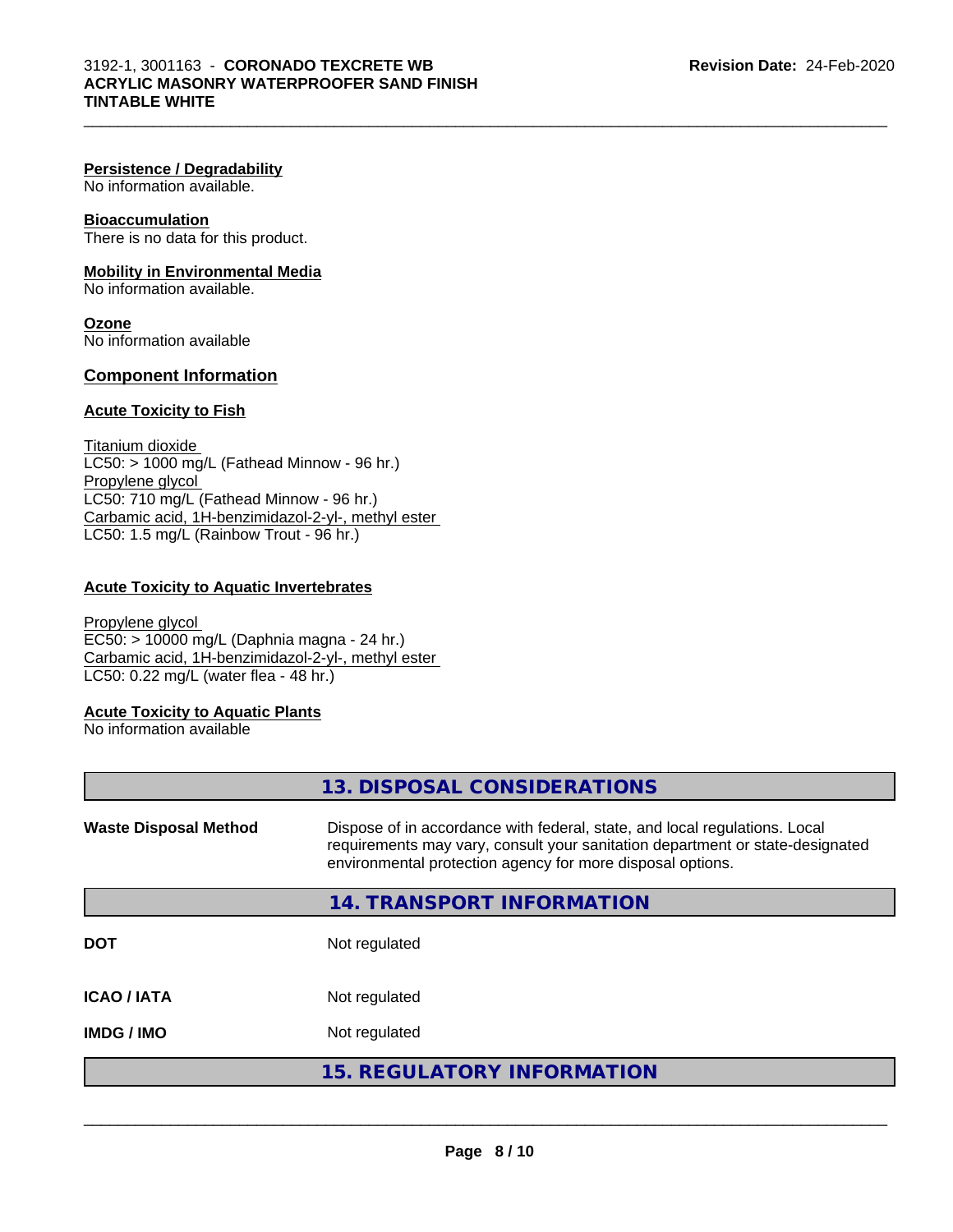**Persistence / Degradability**
No information available.

**Bioaccumulation**
There is no data for this product.

**Mobility in Environmental Media**
No information available.

**Ozone**
No information available

## Component Information

**Acute Toxicity to Fish**

Titanium dioxide
LC50: > 1000 mg/L (Fathead Minnow - 96 hr.)
Propylene glycol
LC50: 710 mg/L (Fathead Minnow - 96 hr.)
Carbamic acid, 1H-benzimidazol-2-yl-, methyl ester
LC50: 1.5 mg/L (Rainbow Trout - 96 hr.)

**Acute Toxicity to Aquatic Invertebrates**

Propylene glycol
EC50: > 10000 mg/L (Daphnia magna - 24 hr.)
Carbamic acid, 1H-benzimidazol-2-yl-, methyl ester
LC50: 0.22 mg/L (water flea - 48 hr.)

**Acute Toxicity to Aquatic Plants**
No information available

## 13. DISPOSAL CONSIDERATIONS

**Waste Disposal Method** — Dispose of in accordance with federal, state, and local regulations. Local requirements may vary, consult your sanitation department or state-designated environmental protection agency for more disposal options.

## 14. TRANSPORT INFORMATION

**DOT** — Not regulated

**ICAO / IATA** — Not regulated

**IMDG / IMO** — Not regulated

## 15. REGULATORY INFORMATION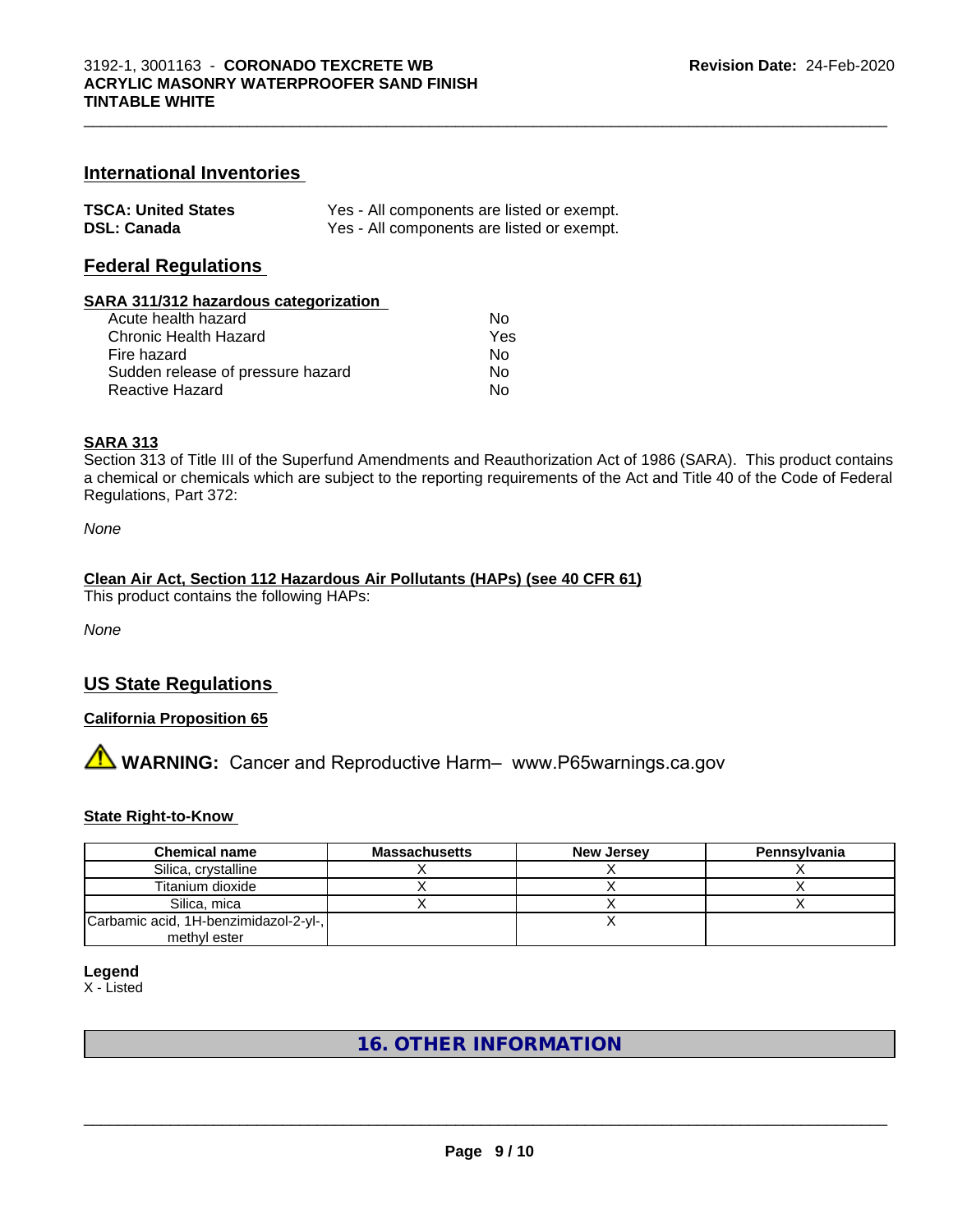## International Inventories

| | |
|---|---|
| **TSCA: United States** | Yes - All components are listed or exempt. |
| **DSL: Canada** | Yes - All components are listed or exempt. |

## Federal Regulations

**SARA 311/312 hazardous categorization**

| | |
|---|---|
| Acute health hazard | No |
| Chronic Health Hazard | Yes |
| Fire hazard | No |
| Sudden release of pressure hazard | No |
| Reactive Hazard | No |

**SARA 313**

Section 313 of Title III of the Superfund Amendments and Reauthorization Act of 1986 (SARA). This product contains a chemical or chemicals which are subject to the reporting requirements of the Act and Title 40 of the Code of Federal Regulations, Part 372:

*None*

**Clean Air Act, Section 112 Hazardous Air Pollutants (HAPs) (see 40 CFR 61)**

This product contains the following HAPs:

*None*

## US State Regulations

**California Proposition 65**

⚠ **WARNING:** Cancer and Reproductive Harm– www.P65warnings.ca.gov

**State Right-to-Know**

| Chemical name | Massachusetts | New Jersey | Pennsylvania |
|---|---|---|---|
| Silica, crystalline | X | X | X |
| Titanium dioxide | X | X | X |
| Silica, mica | X | X | X |
| Carbamic acid, 1H-benzimidazol-2-yl-, methyl ester | | X | |

**Legend**

X - Listed

# 16. OTHER INFORMATION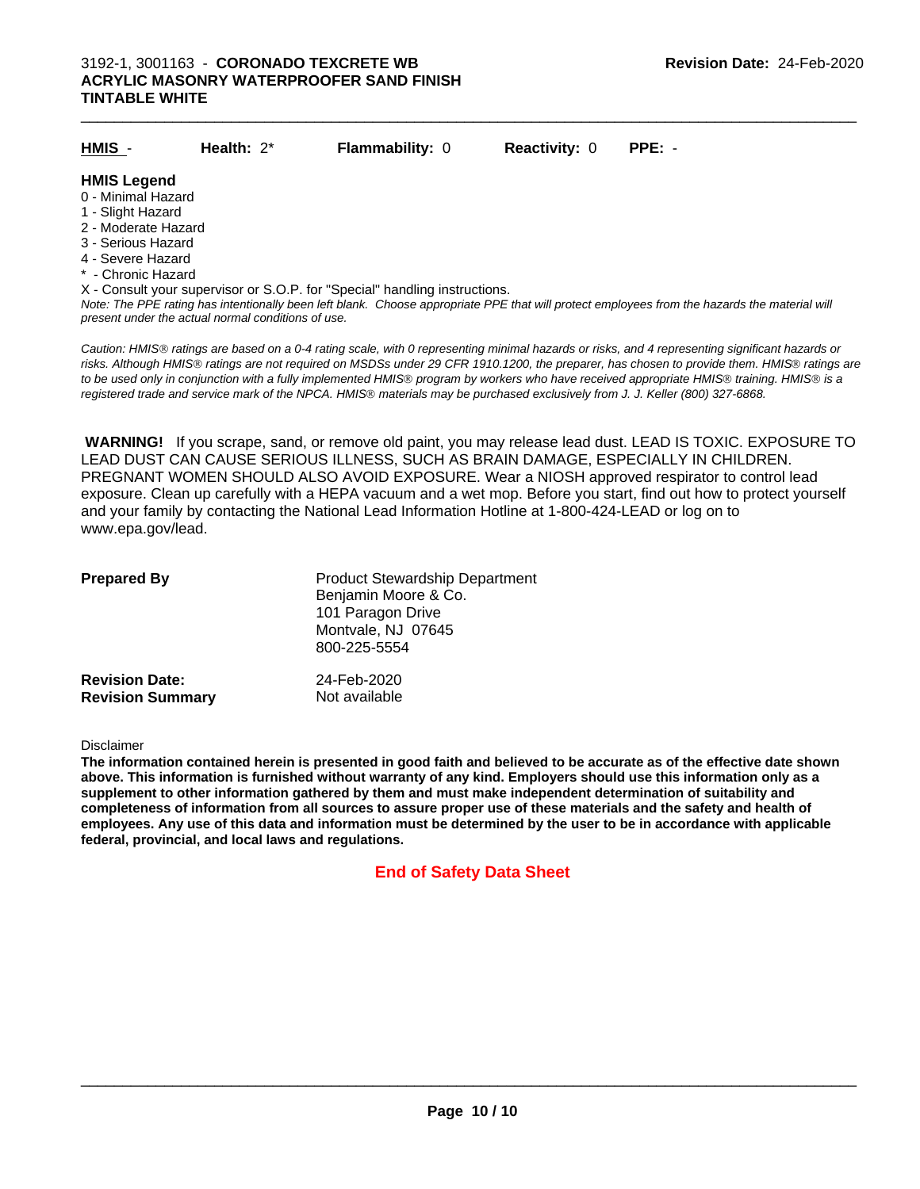| HMIS - | Health: 2* | Flammability: 0 | Reactivity: 0 | PPE: - |
|---|---|---|---|---|

**HMIS Legend**

0 - Minimal Hazard
1 - Slight Hazard
2 - Moderate Hazard
3 - Serious Hazard
4 - Severe Hazard
* - Chronic Hazard
X - Consult your supervisor or S.O.P. for "Special" handling instructions.

*Note: The PPE rating has intentionally been left blank. Choose appropriate PPE that will protect employees from the hazards the material will present under the actual normal conditions of use.*

*Caution: HMIS® ratings are based on a 0-4 rating scale, with 0 representing minimal hazards or risks, and 4 representing significant hazards or risks. Although HMIS® ratings are not required on MSDSs under 29 CFR 1910.1200, the preparer, has chosen to provide them. HMIS® ratings are to be used only in conjunction with a fully implemented HMIS® program by workers who have received appropriate HMIS® training. HMIS® is a registered trade and service mark of the NPCA. HMIS® materials may be purchased exclusively from J. J. Keller (800) 327-6868.*

**WARNING!** If you scrape, sand, or remove old paint, you may release lead dust. LEAD IS TOXIC. EXPOSURE TO LEAD DUST CAN CAUSE SERIOUS ILLNESS, SUCH AS BRAIN DAMAGE, ESPECIALLY IN CHILDREN. PREGNANT WOMEN SHOULD ALSO AVOID EXPOSURE. Wear a NIOSH approved respirator to control lead exposure. Clean up carefully with a HEPA vacuum and a wet mop. Before you start, find out how to protect yourself and your family by contacting the National Lead Information Hotline at 1-800-424-LEAD or log on to www.epa.gov/lead.

| | |
|---|---|
| **Prepared By** | Product Stewardship Department<br>Benjamin Moore & Co.<br>101 Paragon Drive<br>Montvale, NJ 07645<br>800-225-5554 |
| **Revision Date:** | 24-Feb-2020 |
| **Revision Summary** | Not available |

Disclaimer

**The information contained herein is presented in good faith and believed to be accurate as of the effective date shown above. This information is furnished without warranty of any kind. Employers should use this information only as a supplement to other information gathered by them and must make independent determination of suitability and completeness of information from all sources to assure proper use of these materials and the safety and health of employees. Any use of this data and information must be determined by the user to be in accordance with applicable federal, provincial, and local laws and regulations.**

**End of Safety Data Sheet**